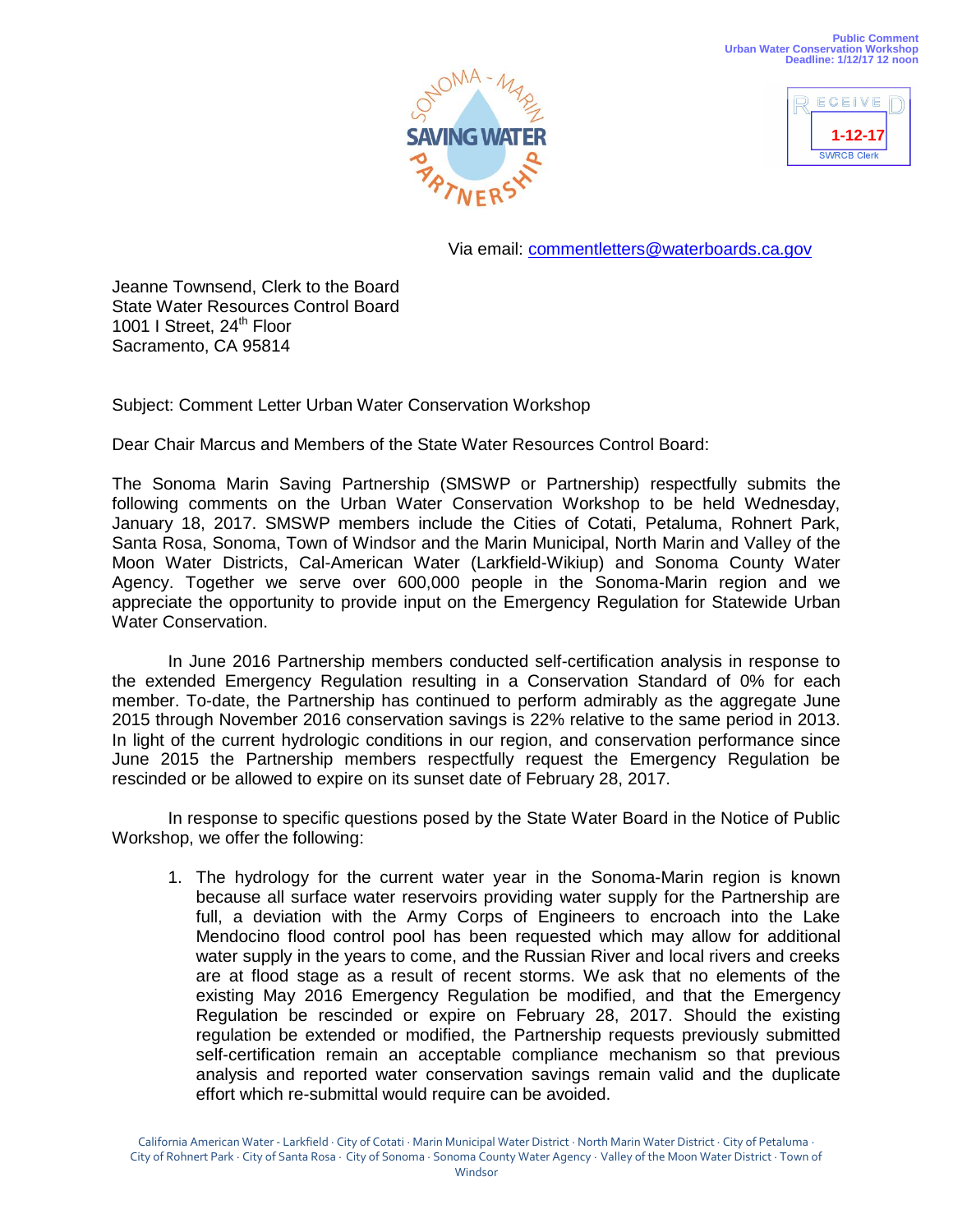Public Comment
Urban Water Conservation Workshop
Deadline: 1/12/17 12 noon

RECEIVED
1-12-17
SWRCB Clerk

SONOMA - MARIN
SAVING WATER
PARTNERSHIP

Via email: commentletters@waterboards.ca.gov

Jeanne Townsend, Clerk to the Board
State Water Resources Control Board
1001 I Street, 24th Floor
Sacramento, CA 95814

Subject: Comment Letter Urban Water Conservation Workshop

Dear Chair Marcus and Members of the State Water Resources Control Board:

The Sonoma Marin Saving Partnership (SMSWP or Partnership) respectfully submits the following comments on the Urban Water Conservation Workshop to be held Wednesday, January 18, 2017. SMSWP members include the Cities of Cotati, Petaluma, Rohnert Park, Santa Rosa, Sonoma, Town of Windsor and the Marin Municipal, North Marin and Valley of the Moon Water Districts, Cal-American Water (Larkfield-Wikiup) and Sonoma County Water Agency. Together we serve over 600,000 people in the Sonoma-Marin region and we appreciate the opportunity to provide input on the Emergency Regulation for Statewide Urban Water Conservation.

In June 2016 Partnership members conducted self-certification analysis in response to the extended Emergency Regulation resulting in a Conservation Standard of 0% for each member. To-date, the Partnership has continued to perform admirably as the aggregate June 2015 through November 2016 conservation savings is 22% relative to the same period in 2013. In light of the current hydrologic conditions in our region, and conservation performance since June 2015 the Partnership members respectfully request the Emergency Regulation be rescinded or be allowed to expire on its sunset date of February 28, 2017.

In response to specific questions posed by the State Water Board in the Notice of Public Workshop, we offer the following:

1. The hydrology for the current water year in the Sonoma-Marin region is known because all surface water reservoirs providing water supply for the Partnership are full, a deviation with the Army Corps of Engineers to encroach into the Lake Mendocino flood control pool has been requested which may allow for additional water supply in the years to come, and the Russian River and local rivers and creeks are at flood stage as a result of recent storms. We ask that no elements of the existing May 2016 Emergency Regulation be modified, and that the Emergency Regulation be rescinded or expire on February 28, 2017. Should the existing regulation be extended or modified, the Partnership requests previously submitted self-certification remain an acceptable compliance mechanism so that previous analysis and reported water conservation savings remain valid and the duplicate effort which re-submittal would require can be avoided.

California American Water - Larkfield · City of Cotati · Marin Municipal Water District · North Marin Water District · City of Petaluma · City of Rohnert Park · City of Santa Rosa · City of Sonoma · Sonoma County Water Agency · Valley of the Moon Water District · Town of Windsor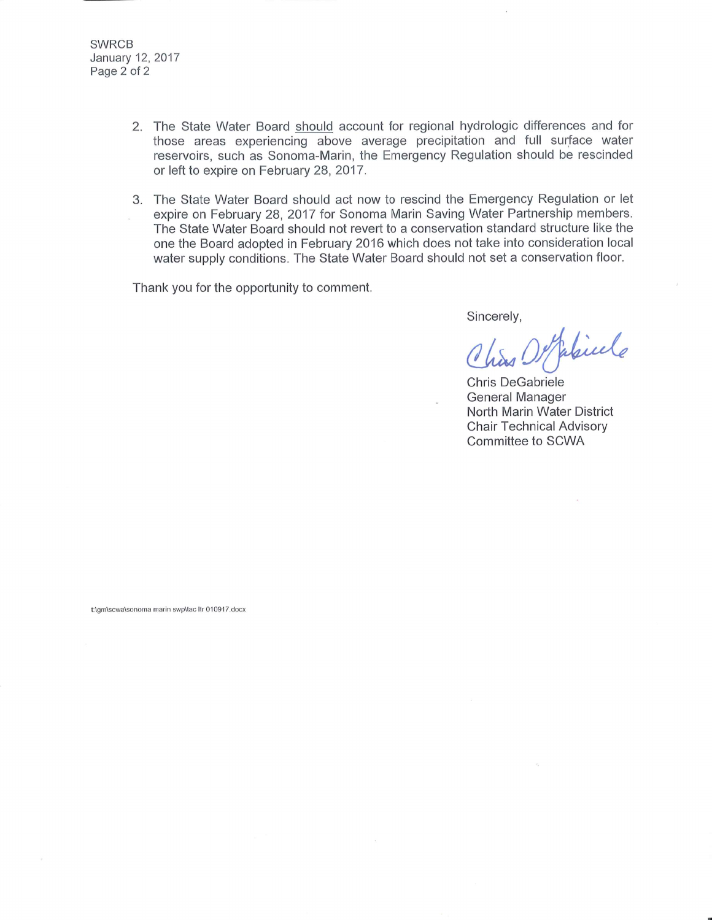2. The State Water Board should account for regional hydrologic differences and for those areas experiencing above average precipitation and full surface water reservoirs, such as Sonoma-Marin, the Emergency Regulation should be rescinded or left to expire on February 28, 2017.

3. The State Water Board should act now to rescind the Emergency Regulation or let expire on February 28, 2017 for Sonoma Marin Saving Water Partnership members. The State Water Board should not revert to a conservation standard structure like the one the Board adopted in February 2016 which does not take into consideration local water supply conditions. The State Water Board should not set a conservation floor.

Thank you for the opportunity to comment.

Sincerely,

Chris DeGabriele
General Manager
North Marin Water District
Chair Technical Advisory
Committee to SCWA

t:\gm\scwa\sonoma marin swp\tac ltr 010917.docx